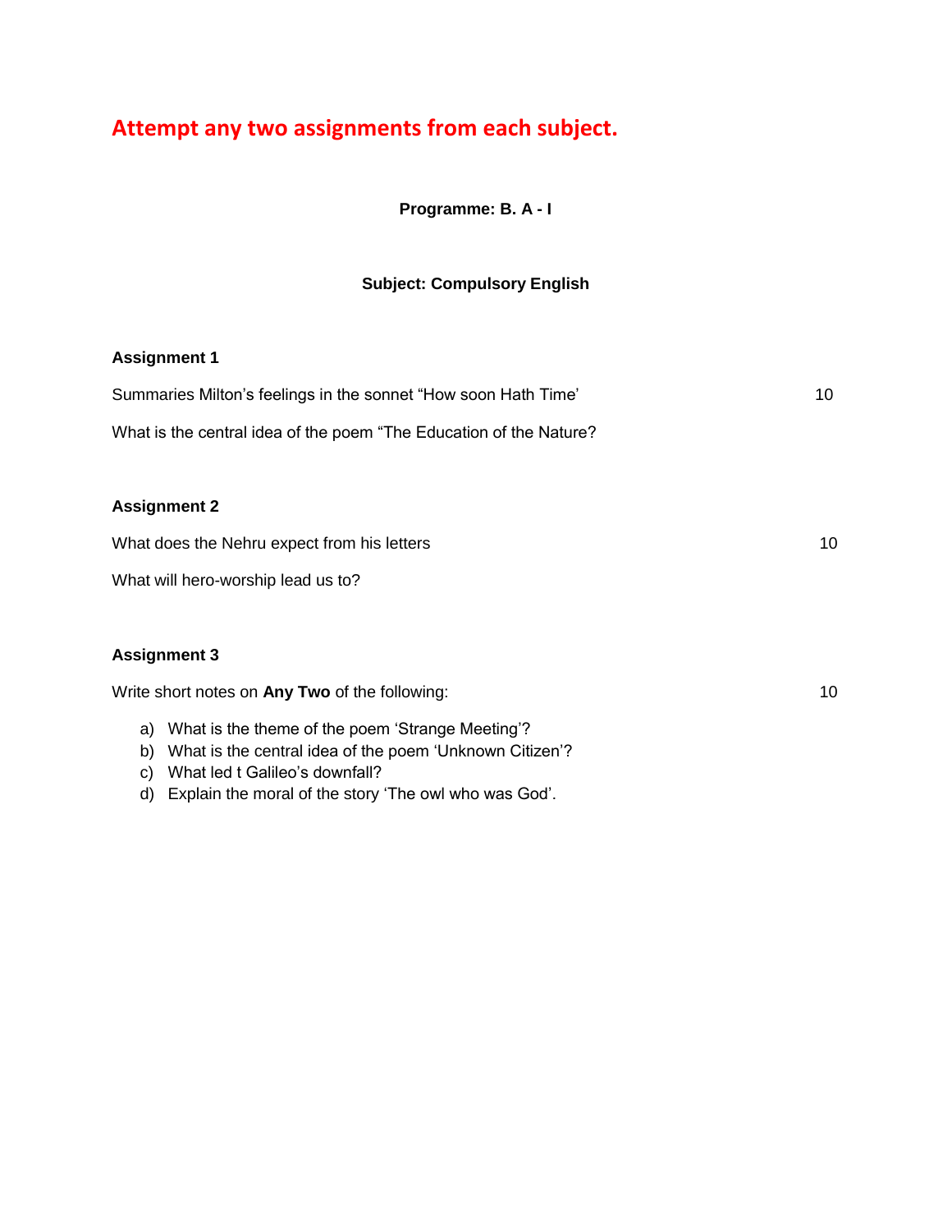# Attempt any two assignments from each subject.

**Programme: B. A - I**

**Subject: Compulsory English**

**Assignment 1**

Summaries Milton's feelings in the sonnet "How soon Hath Time' 10

What is the central idea of the poem "The Education of the Nature?

**Assignment 2**

What does the Nehru expect from his letters 10

What will hero-worship lead us to?

**Assignment 3**

Write short notes on **Any Two** of the following: 10

a) What is the theme of the poem 'Strange Meeting'?
b) What is the central idea of the poem 'Unknown Citizen'?
c) What led t Galileo's downfall?
d) Explain the moral of the story 'The owl who was God'.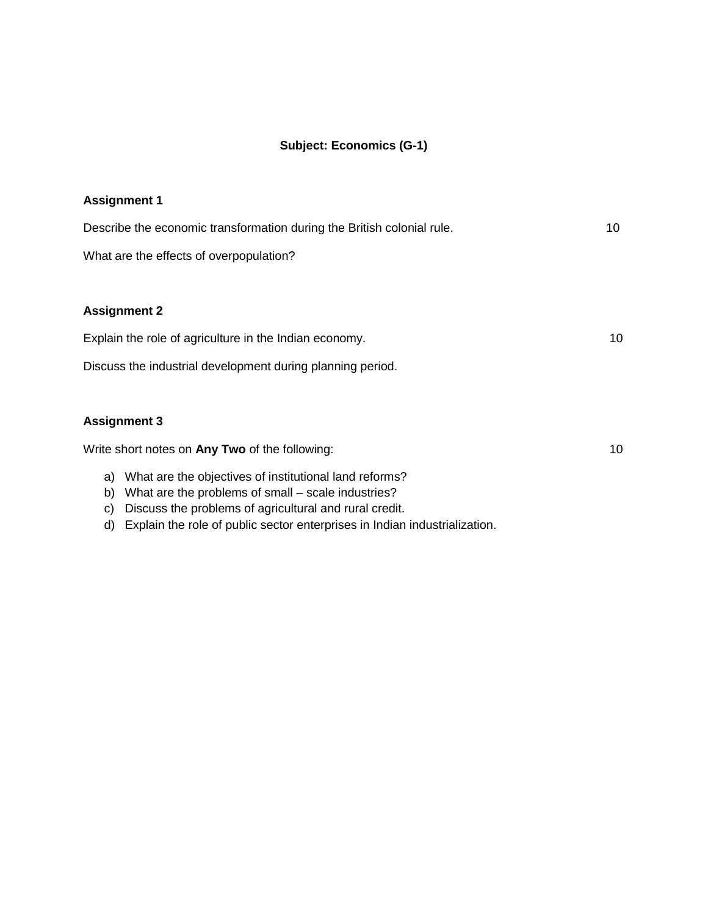**Subject: Economics (G-1)**

**Assignment 1**

Describe the economic transformation during the British colonial rule. 10

What are the effects of overpopulation?

**Assignment 2**

Explain the role of agriculture in the Indian economy. 10

Discuss the industrial development during planning period.

**Assignment 3**

Write short notes on **Any Two** of the following: 10

a) What are the objectives of institutional land reforms?
b) What are the problems of small – scale industries?
c) Discuss the problems of agricultural and rural credit.
d) Explain the role of public sector enterprises in Indian industrialization.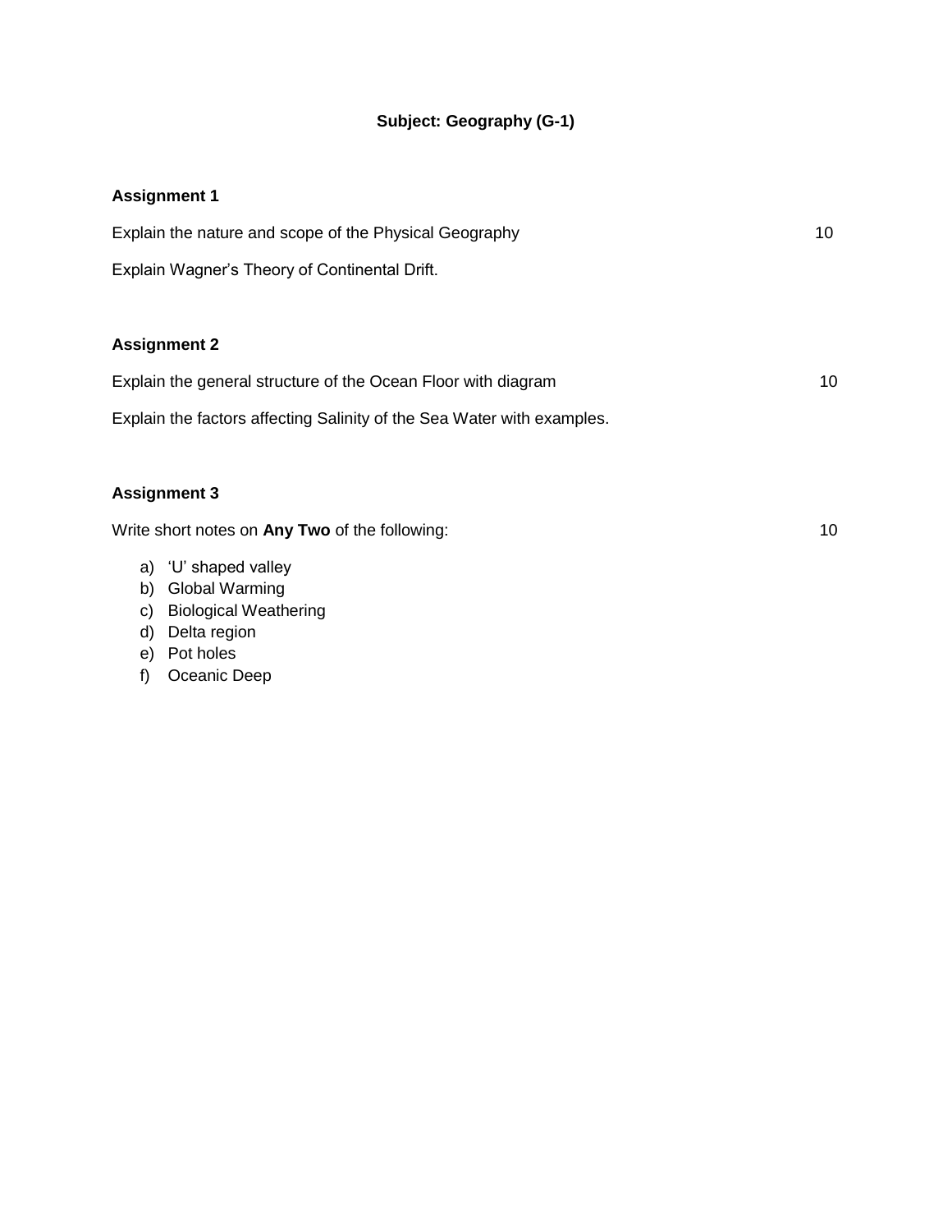## Subject: Geography (G-1)

### Assignment 1

Explain the nature and scope of the Physical Geography 10

Explain Wagner's Theory of Continental Drift.

### Assignment 2

Explain the general structure of the Ocean Floor with diagram 10

Explain the factors affecting Salinity of the Sea Water with examples.

### Assignment 3

Write short notes on **Any Two** of the following: 10

a) 'U' shaped valley
b) Global Warming
c) Biological Weathering
d) Delta region
e) Pot holes
f) Oceanic Deep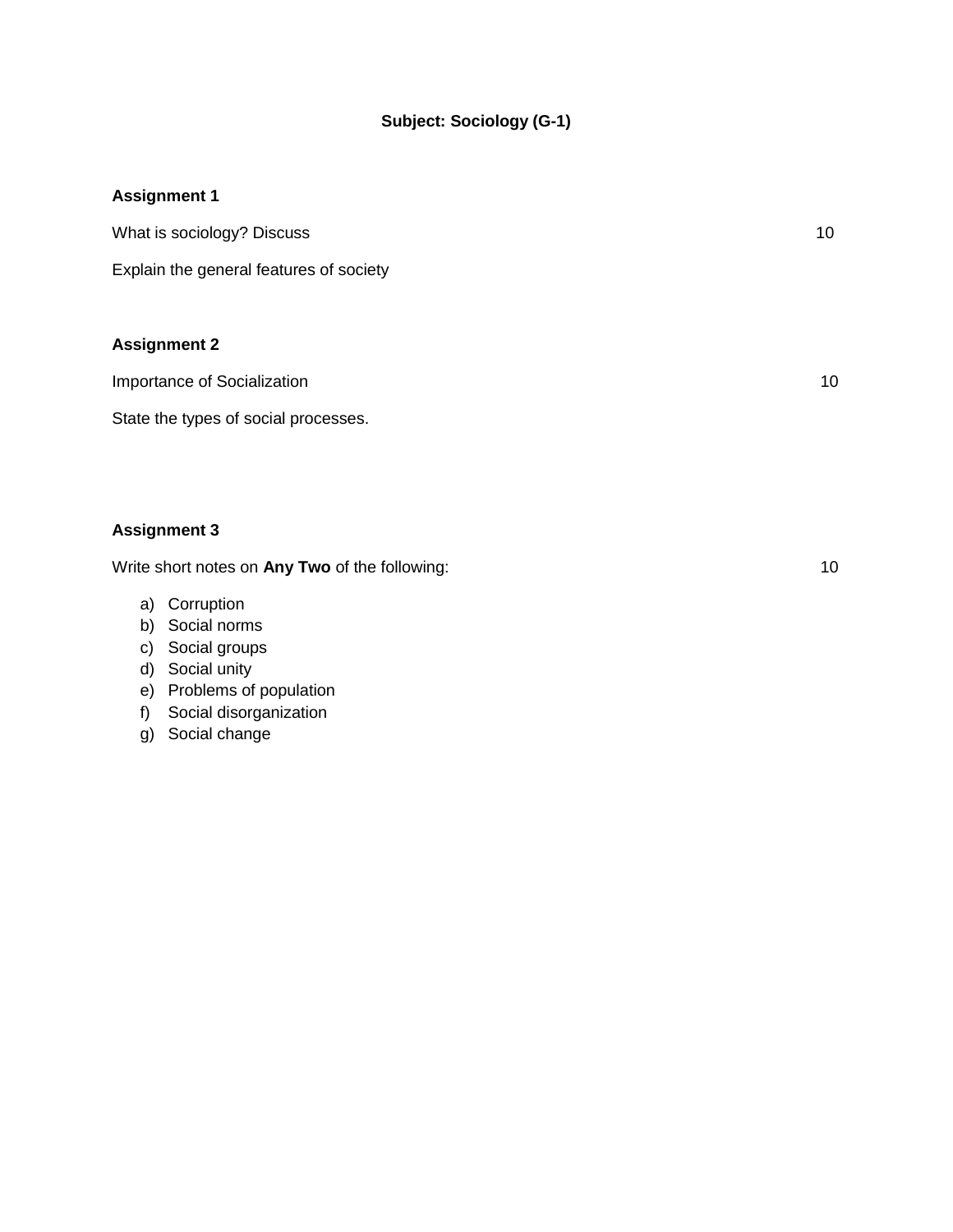**Subject: Sociology (G-1)**

**Assignment 1**

What is sociology? Discuss 10

Explain the general features of society

**Assignment 2**

Importance of Socialization 10

State the types of social processes.

**Assignment 3**

Write short notes on **Any Two** of the following: 10

a) Corruption
b) Social norms
c) Social groups
d) Social unity
e) Problems of population
f) Social disorganization
g) Social change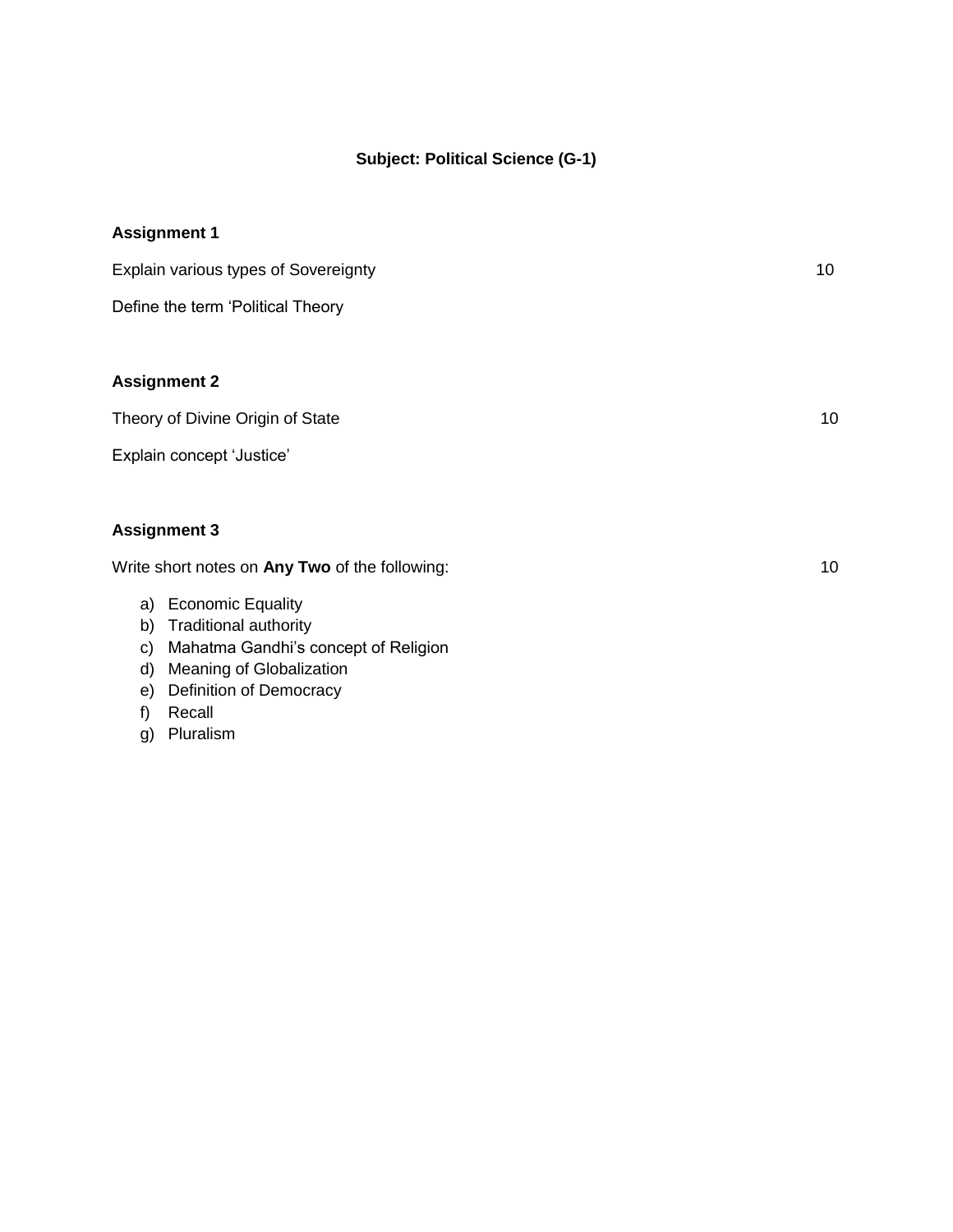**Subject: Political Science (G-1)**

**Assignment 1**

Explain various types of Sovereignty 10

Define the term 'Political Theory

**Assignment 2**

Theory of Divine Origin of State 10

Explain concept 'Justice'

**Assignment 3**

Write short notes on **Any Two** of the following: 10

a) Economic Equality
b) Traditional authority
c) Mahatma Gandhi's concept of Religion
d) Meaning of Globalization
e) Definition of Democracy
f) Recall
g) Pluralism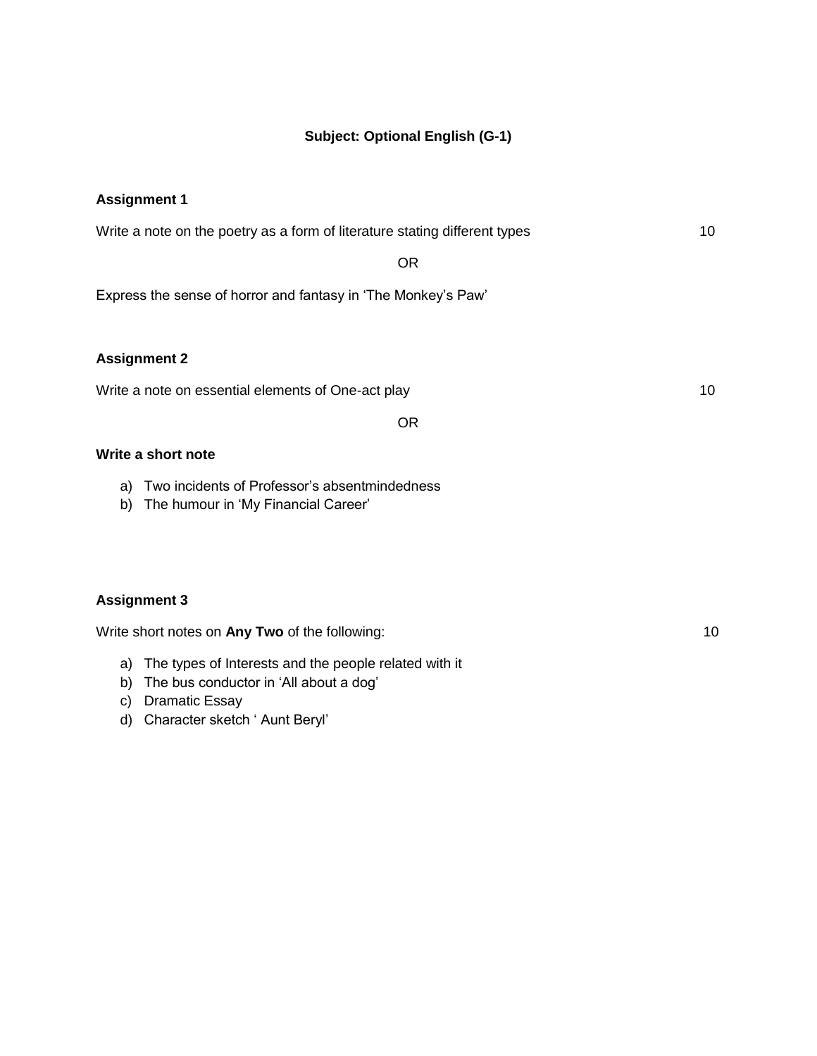**Subject: Optional English (G-1)**

**Assignment 1**

Write a note on the poetry as a form of literature stating different types 10

OR

Express the sense of horror and fantasy in 'The Monkey's Paw'

**Assignment 2**

Write a note on essential elements of One-act play 10

OR

**Write a short note**

a) Two incidents of Professor's absentmindedness
b) The humour in 'My Financial Career'

**Assignment 3**

Write short notes on **Any Two** of the following: 10

a) The types of Interests and the people related with it
b) The bus conductor in 'All about a dog'
c) Dramatic Essay
d) Character sketch ' Aunt Beryl'